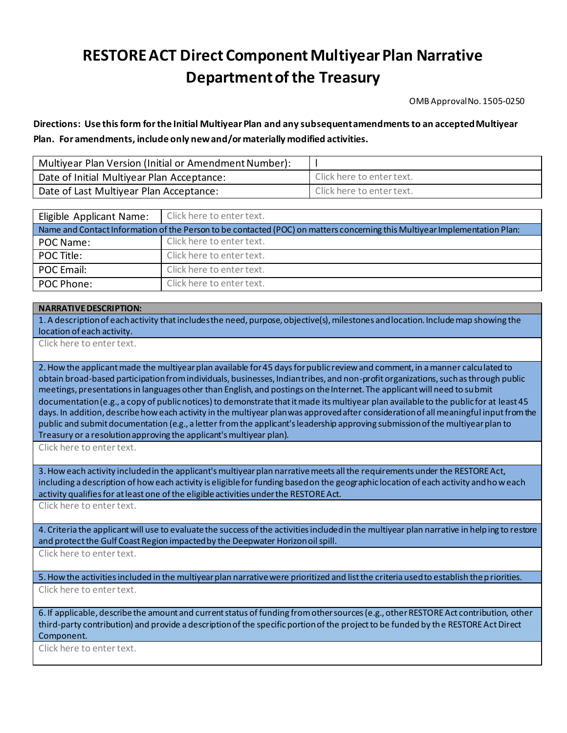# RESTORE ACT Direct Component Multiyear Plan Narrative
# Department of the Treasury

OMB Approval No. 1505-0250

**Directions: Use this form for the Initial Multiyear Plan and any subsequent amendments to an accepted Multiyear Plan. For amendments, include only new and/or materially modified activities.**

| Multiyear Plan Version (Initial or Amendment Number): | I |
|---|---|
| Date of Initial Multiyear Plan Acceptance: | Click here to enter text. |
| Date of Last Multiyear Plan Acceptance: | Click here to enter text. |

| Eligible Applicant Name: | Click here to enter text. |
|---|---|
| Name and Contact Information of the Person to be contacted (POC) on matters concerning this Multiyear Implementation Plan: | |
| POC Name: | Click here to enter text. |
| POC Title: | Click here to enter text. |
| POC Email: | Click here to enter text. |
| POC Phone: | Click here to enter text. |

| NARRATIVE DESCRIPTION: |
|---|
| 1. A description of each activity that includes the need, purpose, objective(s), milestones and location. Include map showing the location of each activity. |
| Click here to enter text. |
| 2. How the applicant made the multiyear plan available for 45 days for public review and comment, in a manner calculated to obtain broad-based participation from individuals, businesses, Indian tribes, and non-profit organizations, such as through public meetings, presentations in languages other than English, and postings on the Internet. The applicant will need to submit documentation (e.g., a copy of public notices) to demonstrate that it made its multiyear plan available to the public for at least 45 days. In addition, describe how each activity in the multiyear plan was approved after consideration of all meaningful input from the public and submit documentation (e.g., a letter from the applicant's leadership approving submission of the multiyear plan to Treasury or a resolution approving the applicant's multiyear plan). |
| Click here to enter text. |
| 3. How each activity included in the applicant's multiyear plan narrative meets all the requirements under the RESTORE Act, including a description of how each activity is eligible for funding based on the geographic location of each activity and how each activity qualifies for at least one of the eligible activities under the RESTORE Act. |
| Click here to enter text. |
| 4. Criteria the applicant will use to evaluate the success of the activities included in the multiyear plan narrative in helping to restore and protect the Gulf Coast Region impacted by the Deepwater Horizon oil spill. |
| Click here to enter text. |
| 5. How the activities included in the multiyear plan narrative were prioritized and list the criteria used to establish the priorities. |
| Click here to enter text. |
| 6. If applicable, describe the amount and current status of funding from other sources (e.g., other RESTORE Act contribution, other third-party contribution) and provide a description of the specific portion of the project to be funded by the RESTORE Act Direct Component. |
| Click here to enter text. |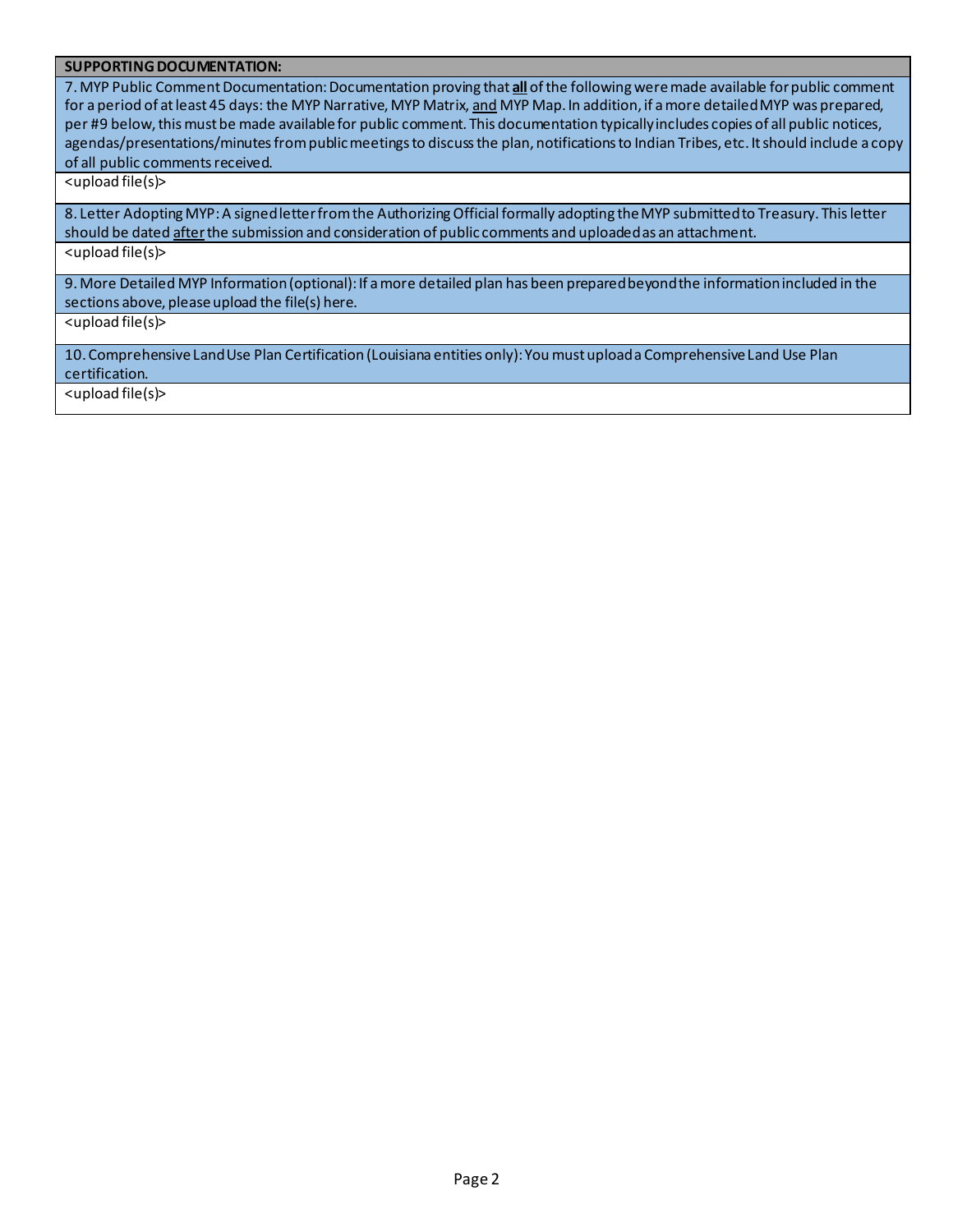| SUPPORTING DOCUMENTATION: |
| --- |
| 7. MYP Public Comment Documentation: Documentation proving that **all** of the following were made available for public comment for a period of at least 45 days: the MYP Narrative, MYP Matrix, <u>and</u> MYP Map. In addition, if a more detailed MYP was prepared, per #9 below, this must be made available for public comment. This documentation typically includes copies of all public notices, agendas/presentations/minutes from public meetings to discuss the plan, notifications to Indian Tribes, etc. It should include a copy of all public comments received. |
| <upload file(s)> |
| 8. Letter Adopting MYP: A signed letter from the Authorizing Official formally adopting the MYP submitted to Treasury. This letter should be dated <u>after</u> the submission and consideration of public comments and uploaded as an attachment. |
| <upload file(s)> |
| 9. More Detailed MYP Information (optional): If a more detailed plan has been prepared beyond the information included in the sections above, please upload the file(s) here. |
| <upload file(s)> |
| 10. Comprehensive Land Use Plan Certification (Louisiana entities only): You must upload a Comprehensive Land Use Plan certification. |
| <upload file(s)> |